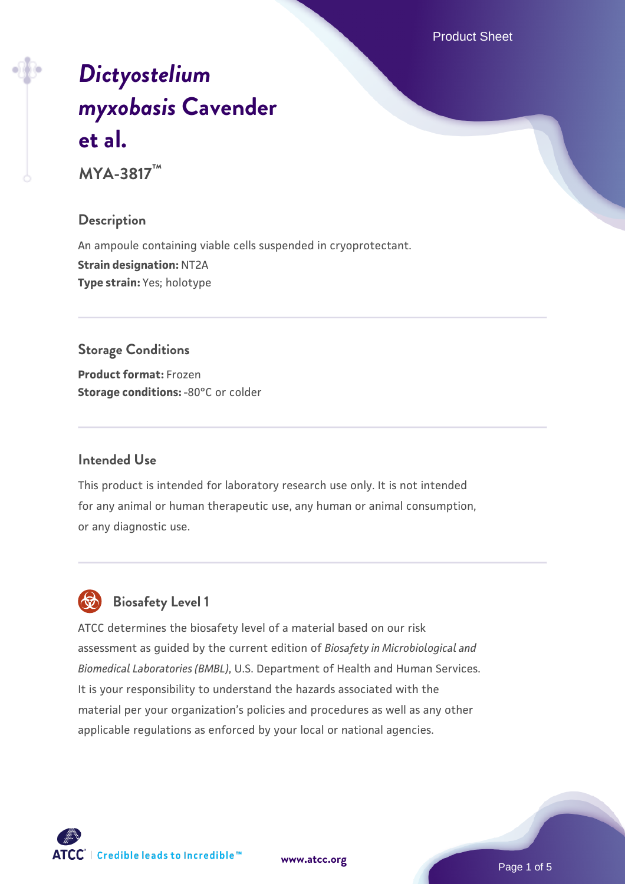# *Dictyostelium myxobasis* Cavender et al.

**MYA-3817™**

## Description

An ampoule containing viable cells suspended in cryoprotectant.

**Strain designation:** NT2A

**Type strain:** Yes; holotype

## Storage Conditions

**Product format:** Frozen

**Storage conditions:** -80°C or colder

## Intended Use

This product is intended for laboratory research use only. It is not intended for any animal or human therapeutic use, any human or animal consumption, or any diagnostic use.

## Biosafety Level 1

ATCC determines the biosafety level of a material based on our risk assessment as guided by the current edition of *Biosafety in Microbiological and Biomedical Laboratories (BMBL)*, U.S. Department of Health and Human Services. It is your responsibility to understand the hazards associated with the material per your organization's policies and procedures as well as any other applicable regulations as enforced by your local or national agencies.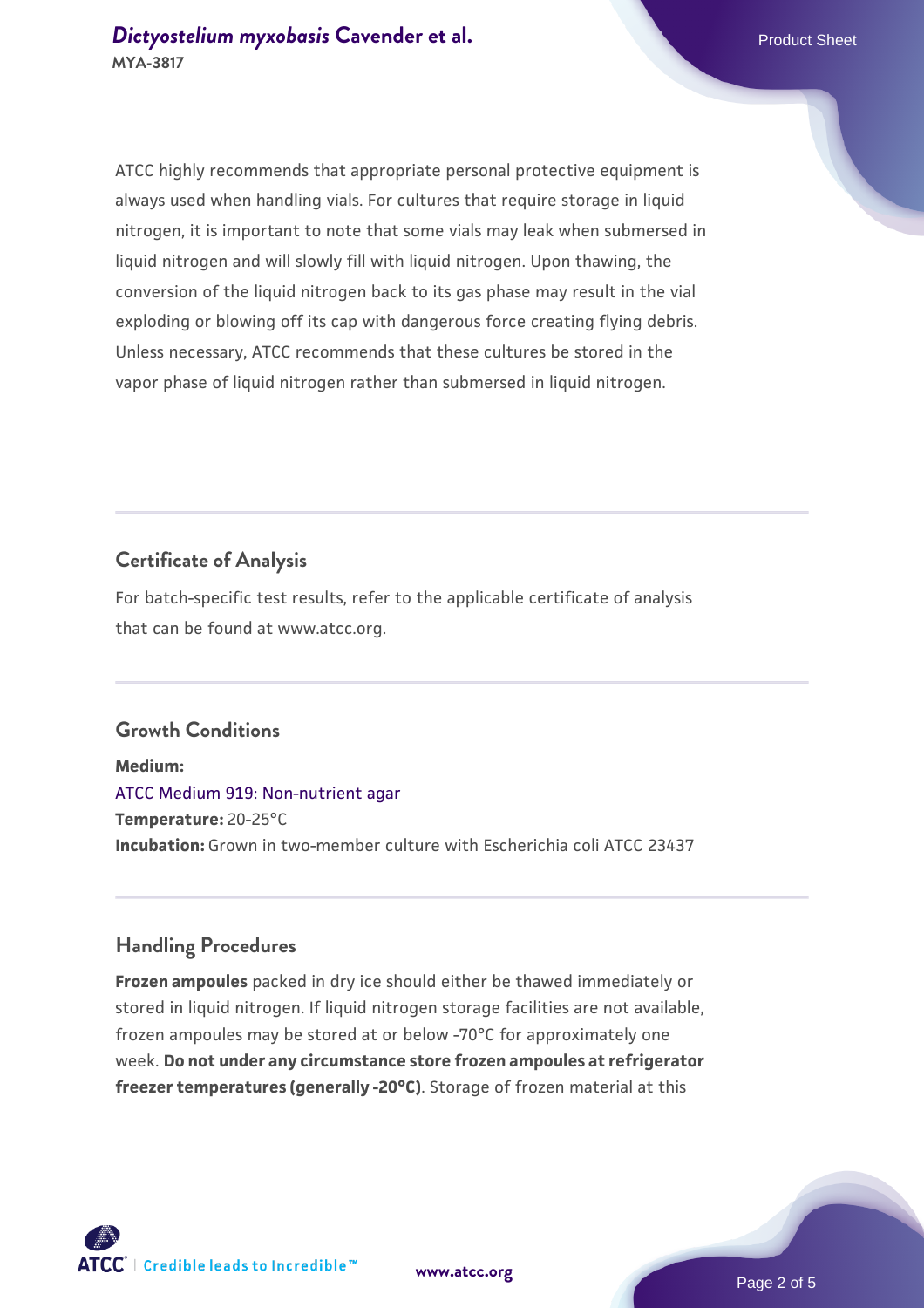ATCC highly recommends that appropriate personal protective equipment is always used when handling vials. For cultures that require storage in liquid nitrogen, it is important to note that some vials may leak when submersed in liquid nitrogen and will slowly fill with liquid nitrogen. Upon thawing, the conversion of the liquid nitrogen back to its gas phase may result in the vial exploding or blowing off its cap with dangerous force creating flying debris. Unless necessary, ATCC recommends that these cultures be stored in the vapor phase of liquid nitrogen rather than submersed in liquid nitrogen.

## Certificate of Analysis

For batch-specific test results, refer to the applicable certificate of analysis that can be found at www.atcc.org.

## Growth Conditions

**Medium:**
ATCC Medium 919: Non-nutrient agar
**Temperature:** 20-25°C
**Incubation:** Grown in two-member culture with Escherichia coli ATCC 23437

## Handling Procedures

**Frozen ampoules** packed in dry ice should either be thawed immediately or stored in liquid nitrogen. If liquid nitrogen storage facilities are not available, frozen ampoules may be stored at or below -70°C for approximately one week. **Do not under any circumstance store frozen ampoules at refrigerator freezer temperatures (generally -20°C)**. Storage of frozen material at this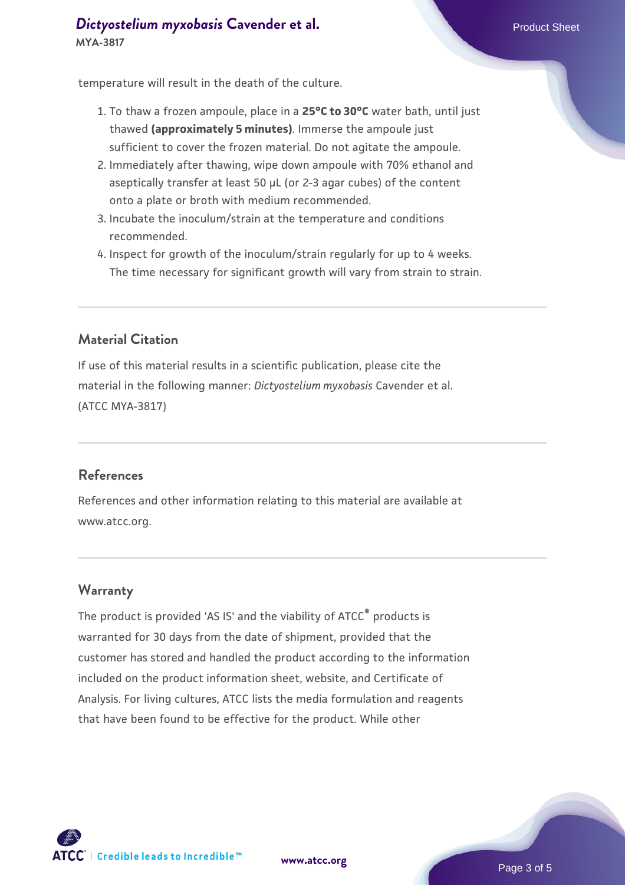temperature will result in the death of the culture.

1. To thaw a frozen ampoule, place in a **25°C to 30°C** water bath, until just thawed **(approximately 5 minutes)**. Immerse the ampoule just sufficient to cover the frozen material. Do not agitate the ampoule.
2. Immediately after thawing, wipe down ampoule with 70% ethanol and aseptically transfer at least 50 µL (or 2-3 agar cubes) of the content onto a plate or broth with medium recommended.
3. Incubate the inoculum/strain at the temperature and conditions recommended.
4. Inspect for growth of the inoculum/strain regularly for up to 4 weeks. The time necessary for significant growth will vary from strain to strain.

## Material Citation

If use of this material results in a scientific publication, please cite the material in the following manner: *Dictyostelium myxobasis* Cavender et al. (ATCC MYA-3817)

## References

References and other information relating to this material are available at www.atcc.org.

## Warranty

The product is provided 'AS IS' and the viability of ATCC® products is warranted for 30 days from the date of shipment, provided that the customer has stored and handled the product according to the information included on the product information sheet, website, and Certificate of Analysis. For living cultures, ATCC lists the media formulation and reagents that have been found to be effective for the product. While other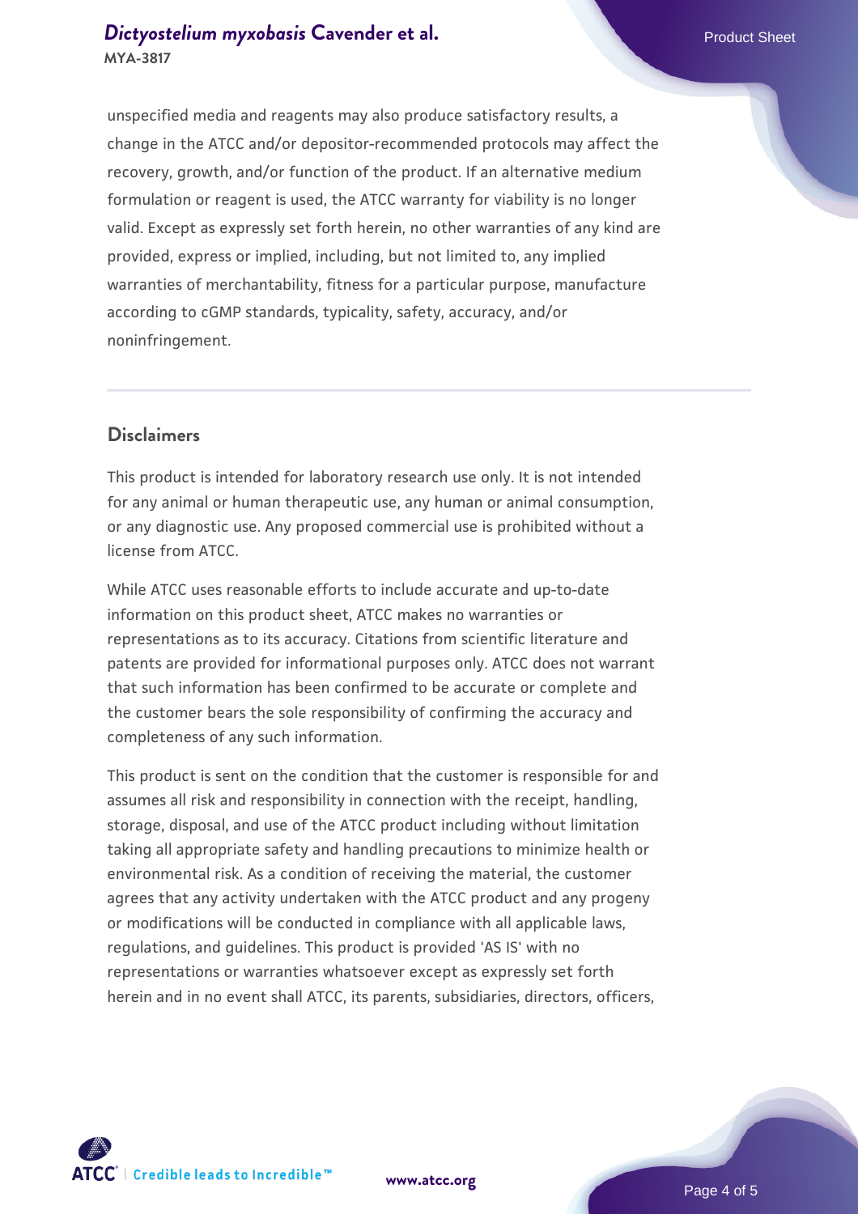unspecified media and reagents may also produce satisfactory results, a change in the ATCC and/or depositor-recommended protocols may affect the recovery, growth, and/or function of the product. If an alternative medium formulation or reagent is used, the ATCC warranty for viability is no longer valid. Except as expressly set forth herein, no other warranties of any kind are provided, express or implied, including, but not limited to, any implied warranties of merchantability, fitness for a particular purpose, manufacture according to cGMP standards, typicality, safety, accuracy, and/or noninfringement.

## Disclaimers

This product is intended for laboratory research use only. It is not intended for any animal or human therapeutic use, any human or animal consumption, or any diagnostic use. Any proposed commercial use is prohibited without a license from ATCC.

While ATCC uses reasonable efforts to include accurate and up-to-date information on this product sheet, ATCC makes no warranties or representations as to its accuracy. Citations from scientific literature and patents are provided for informational purposes only. ATCC does not warrant that such information has been confirmed to be accurate or complete and the customer bears the sole responsibility of confirming the accuracy and completeness of any such information.

This product is sent on the condition that the customer is responsible for and assumes all risk and responsibility in connection with the receipt, handling, storage, disposal, and use of the ATCC product including without limitation taking all appropriate safety and handling precautions to minimize health or environmental risk. As a condition of receiving the material, the customer agrees that any activity undertaken with the ATCC product and any progeny or modifications will be conducted in compliance with all applicable laws, regulations, and guidelines. This product is provided 'AS IS' with no representations or warranties whatsoever except as expressly set forth herein and in no event shall ATCC, its parents, subsidiaries, directors, officers,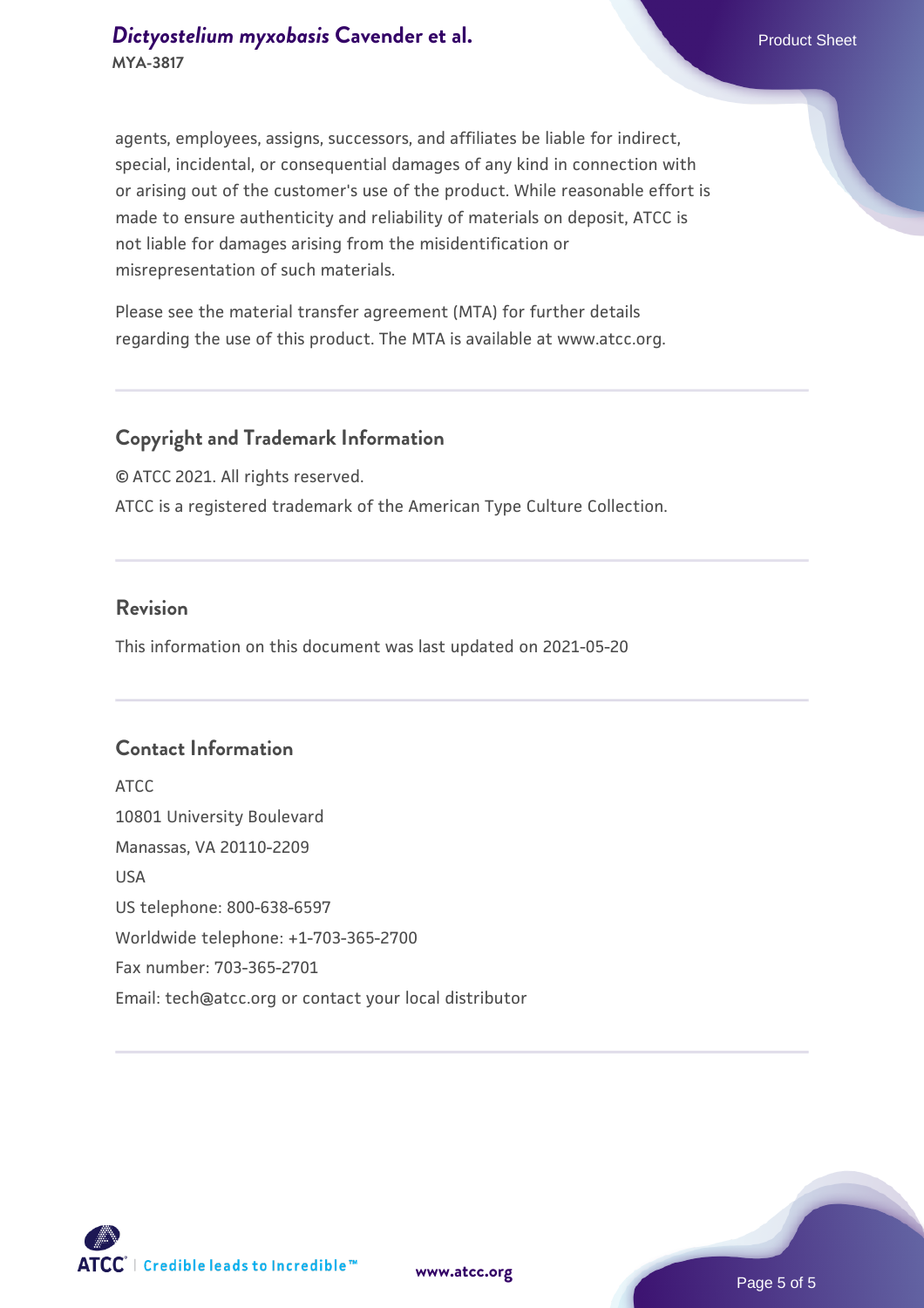agents, employees, assigns, successors, and affiliates be liable for indirect, special, incidental, or consequential damages of any kind in connection with or arising out of the customer's use of the product. While reasonable effort is made to ensure authenticity and reliability of materials on deposit, ATCC is not liable for damages arising from the misidentification or misrepresentation of such materials.

Please see the material transfer agreement (MTA) for further details regarding the use of this product. The MTA is available at www.atcc.org.

## Copyright and Trademark Information

© ATCC 2021. All rights reserved.

ATCC is a registered trademark of the American Type Culture Collection.

## Revision

This information on this document was last updated on 2021-05-20

## Contact Information

ATCC
10801 University Boulevard
Manassas, VA 20110-2209
USA
US telephone: 800-638-6597
Worldwide telephone: +1-703-365-2700
Fax number: 703-365-2701
Email: tech@atcc.org or contact your local distributor